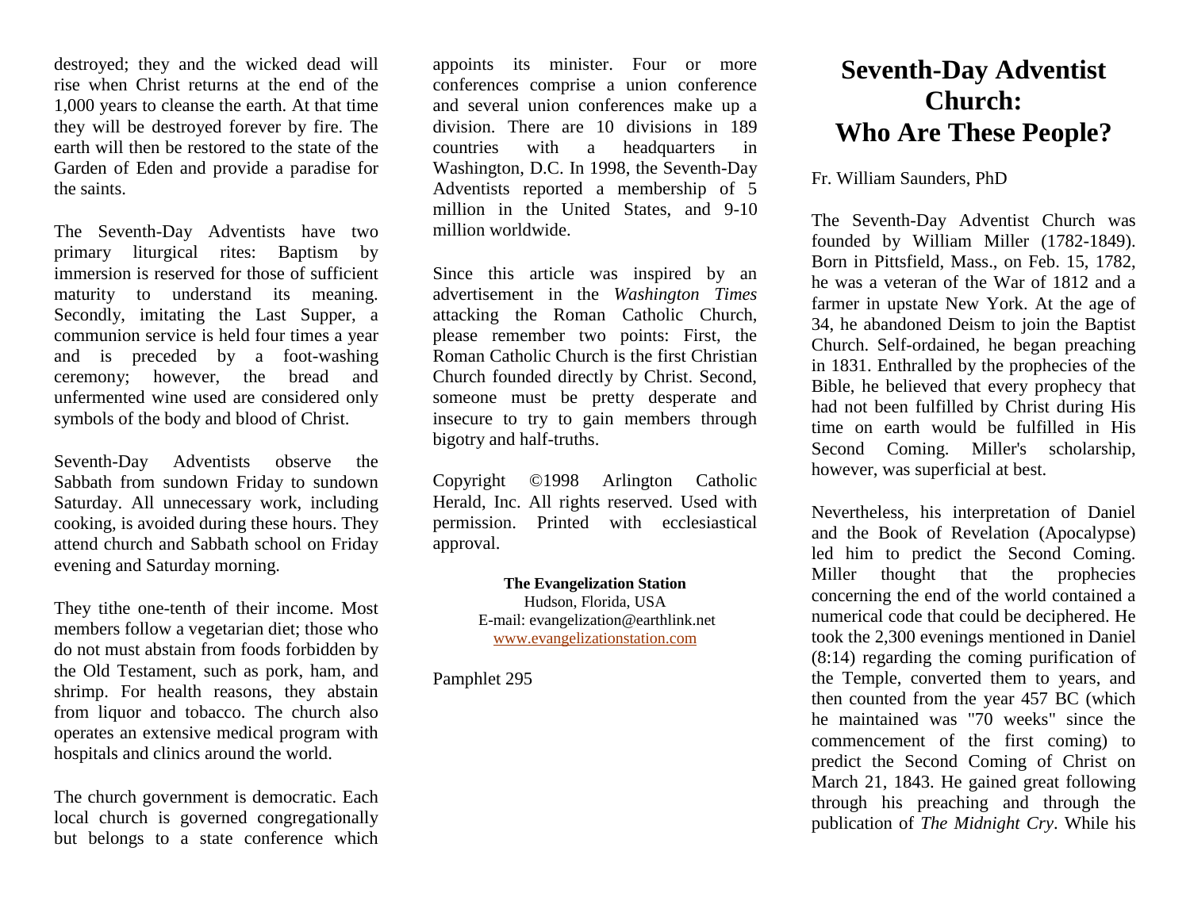destroyed; they and the wicked dead will rise when Christ returns at the end of the 1,000 years to cleanse the earth. At that time they will be destroyed forever by fire. The earth will then be restored to the state of the Garden of Eden and provide a paradise for the saints.

The Seventh-Day Adventists have two primary liturgical rites: Baptism by immersion is reserved for those of sufficient maturity to understand its meaning. Secondly, imitating the Last Supper, a communion service is held four times a year and is preceded by a foot-washing ceremony; however, the bread and unfermented wine used are considered only symbols of the body and blood of Christ.

Seventh-Day Adventists observe the Sabbath from sundown Friday to sundown Saturday. All unnecessary work, including cooking, is avoided during these hours. They attend church and Sabbath school on Friday evening and Saturday morning.

They tithe one-tenth of their income. Most members follow a vegetarian diet; those who do not must abstain from foods forbidden by the Old Testament, such as pork, ham, and shrimp. For health reasons, they abstain from liquor and tobacco. The church also operates an extensive medical program with hospitals and clinics around the world.

The church government is democratic. Each local church is governed congregationally but belongs to a state conference which appoints its minister. Four or more conferences comprise a union conference and several union conferences make up a division. There are 10 divisions in 189 countries with a headquarters in Washington, D.C. In 1998, the Seventh-Day Adventists reported a membership of 5 million in the United States, and 9-10 million worldwide.

Since this article was inspired by an advertisement in the *Washington Times* attacking the Roman Catholic Church, please remember two points: First, the Roman Catholic Church is the first Christian Church founded directly by Christ. Second, someone must be pretty desperate and insecure to try to gain members through bigotry and half-truths.

Copyright ©1998 Arlington Catholic Herald, Inc. All rights reserved. Used with permission. Printed with ecclesiastical approval.

**The Evangelization Station**
Hudson, Florida, USA
E-mail: evangelization@earthlink.net
www.evangelizationstation.com

Pamphlet 295

# Seventh-Day Adventist Church: Who Are These People?

Fr. William Saunders, PhD

The Seventh-Day Adventist Church was founded by William Miller (1782-1849). Born in Pittsfield, Mass., on Feb. 15, 1782, he was a veteran of the War of 1812 and a farmer in upstate New York. At the age of 34, he abandoned Deism to join the Baptist Church. Self-ordained, he began preaching in 1831. Enthralled by the prophecies of the Bible, he believed that every prophecy that had not been fulfilled by Christ during His time on earth would be fulfilled in His Second Coming. Miller's scholarship, however, was superficial at best.

Nevertheless, his interpretation of Daniel and the Book of Revelation (Apocalypse) led him to predict the Second Coming. Miller thought that the prophecies concerning the end of the world contained a numerical code that could be deciphered. He took the 2,300 evenings mentioned in Daniel (8:14) regarding the coming purification of the Temple, converted them to years, and then counted from the year 457 BC (which he maintained was "70 weeks" since the commencement of the first coming) to predict the Second Coming of Christ on March 21, 1843. He gained great following through his preaching and through the publication of *The Midnight Cry*. While his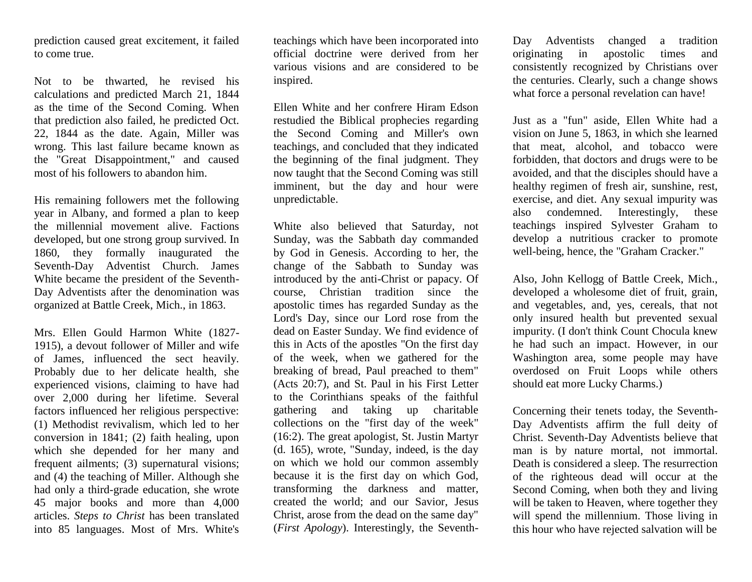prediction caused great excitement, it failed to come true.

Not to be thwarted, he revised his calculations and predicted March 21, 1844 as the time of the Second Coming. When that prediction also failed, he predicted Oct. 22, 1844 as the date. Again, Miller was wrong. This last failure became known as the "Great Disappointment," and caused most of his followers to abandon him.

His remaining followers met the following year in Albany, and formed a plan to keep the millennial movement alive. Factions developed, but one strong group survived. In 1860, they formally inaugurated the Seventh-Day Adventist Church. James White became the president of the Seventh-Day Adventists after the denomination was organized at Battle Creek, Mich., in 1863.

Mrs. Ellen Gould Harmon White (1827-1915), a devout follower of Miller and wife of James, influenced the sect heavily. Probably due to her delicate health, she experienced visions, claiming to have had over 2,000 during her lifetime. Several factors influenced her religious perspective: (1) Methodist revivalism, which led to her conversion in 1841; (2) faith healing, upon which she depended for her many and frequent ailments; (3) supernatural visions; and (4) the teaching of Miller. Although she had only a third-grade education, she wrote 45 major books and more than 4,000 articles. *Steps to Christ* has been translated into 85 languages. Most of Mrs. White's teachings which have been incorporated into official doctrine were derived from her various visions and are considered to be inspired.

Ellen White and her confrere Hiram Edson restudied the Biblical prophecies regarding the Second Coming and Miller's own teachings, and concluded that they indicated the beginning of the final judgment. They now taught that the Second Coming was still imminent, but the day and hour were unpredictable.

White also believed that Saturday, not Sunday, was the Sabbath day commanded by God in Genesis. According to her, the change of the Sabbath to Sunday was introduced by the anti-Christ or papacy. Of course, Christian tradition since the apostolic times has regarded Sunday as the Lord's Day, since our Lord rose from the dead on Easter Sunday. We find evidence of this in Acts of the apostles "On the first day of the week, when we gathered for the breaking of bread, Paul preached to them" (Acts 20:7), and St. Paul in his First Letter to the Corinthians speaks of the faithful gathering and taking up charitable collections on the "first day of the week" (16:2). The great apologist, St. Justin Martyr (d. 165), wrote, "Sunday, indeed, is the day on which we hold our common assembly because it is the first day on which God, transforming the darkness and matter, created the world; and our Savior, Jesus Christ, arose from the dead on the same day" (*First Apology*). Interestingly, the Seventh-Day Adventists changed a tradition originating in apostolic times and consistently recognized by Christians over the centuries. Clearly, such a change shows what force a personal revelation can have!

Just as a "fun" aside, Ellen White had a vision on June 5, 1863, in which she learned that meat, alcohol, and tobacco were forbidden, that doctors and drugs were to be avoided, and that the disciples should have a healthy regimen of fresh air, sunshine, rest, exercise, and diet. Any sexual impurity was also condemned. Interestingly, these teachings inspired Sylvester Graham to develop a nutritious cracker to promote well-being, hence, the "Graham Cracker."

Also, John Kellogg of Battle Creek, Mich., developed a wholesome diet of fruit, grain, and vegetables, and, yes, cereals, that not only insured health but prevented sexual impurity. (I don't think Count Chocula knew he had such an impact. However, in our Washington area, some people may have overdosed on Fruit Loops while others should eat more Lucky Charms.)

Concerning their tenets today, the Seventh-Day Adventists affirm the full deity of Christ. Seventh-Day Adventists believe that man is by nature mortal, not immortal. Death is considered a sleep. The resurrection of the righteous dead will occur at the Second Coming, when both they and living will be taken to Heaven, where together they will spend the millennium. Those living in this hour who have rejected salvation will be